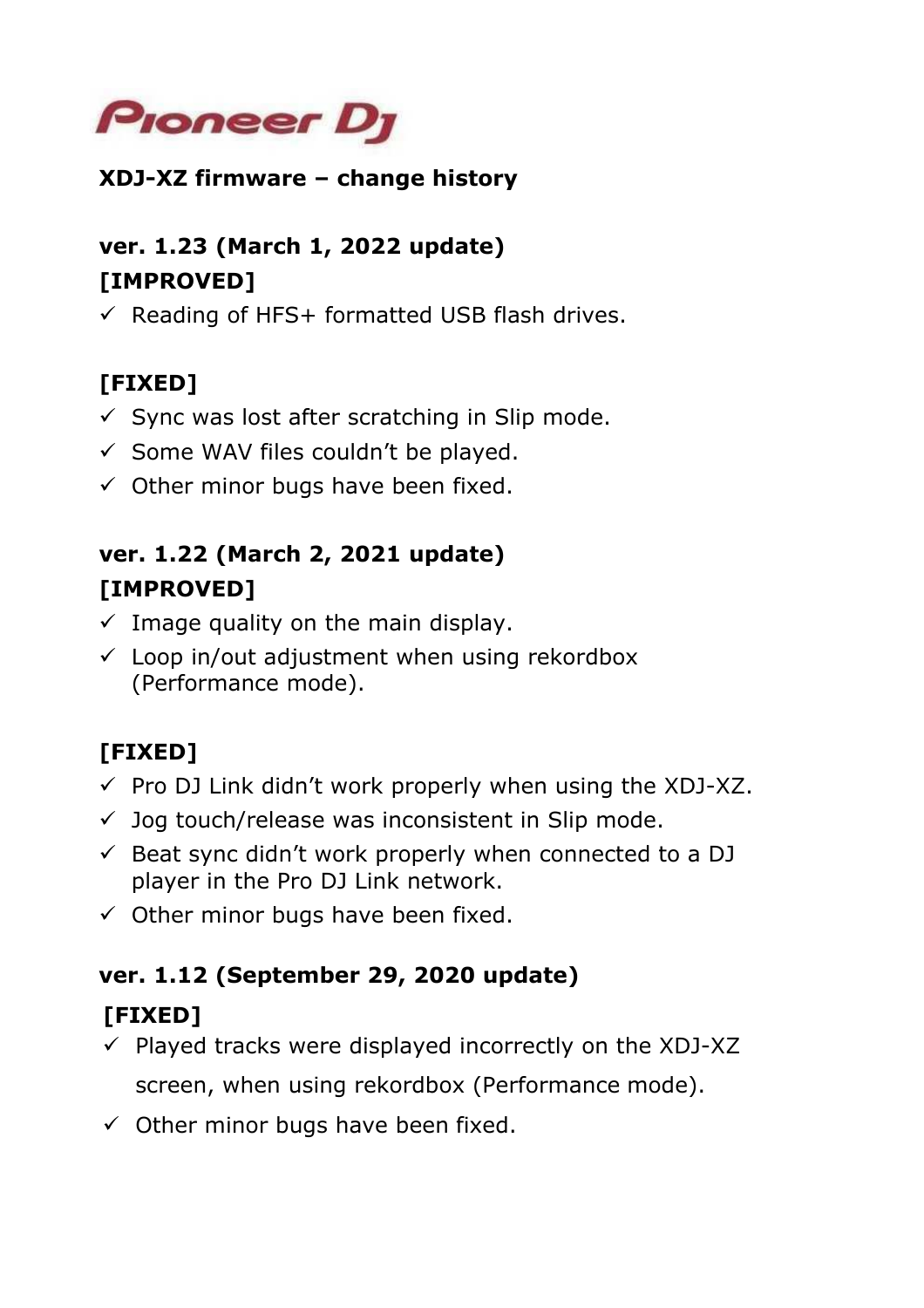Pioneer DJ

## XDJ-XZ firmware – change history

### ver. 1.23 (March 1, 2022 update)

**[IMPROVED]**

- ✓ Reading of HFS+ formatted USB flash drives.

**[FIXED]**

- ✓ Sync was lost after scratching in Slip mode.
- ✓ Some WAV files couldn't be played.
- ✓ Other minor bugs have been fixed.

### ver. 1.22 (March 2, 2021 update)

**[IMPROVED]**

- ✓ Image quality on the main display.
- ✓ Loop in/out adjustment when using rekordbox (Performance mode).

**[FIXED]**

- ✓ Pro DJ Link didn't work properly when using the XDJ-XZ.
- ✓ Jog touch/release was inconsistent in Slip mode.
- ✓ Beat sync didn't work properly when connected to a DJ player in the Pro DJ Link network.
- ✓ Other minor bugs have been fixed.

### ver. 1.12 (September 29, 2020 update)

**[FIXED]**

- ✓ Played tracks were displayed incorrectly on the XDJ-XZ screen, when using rekordbox (Performance mode).
- ✓ Other minor bugs have been fixed.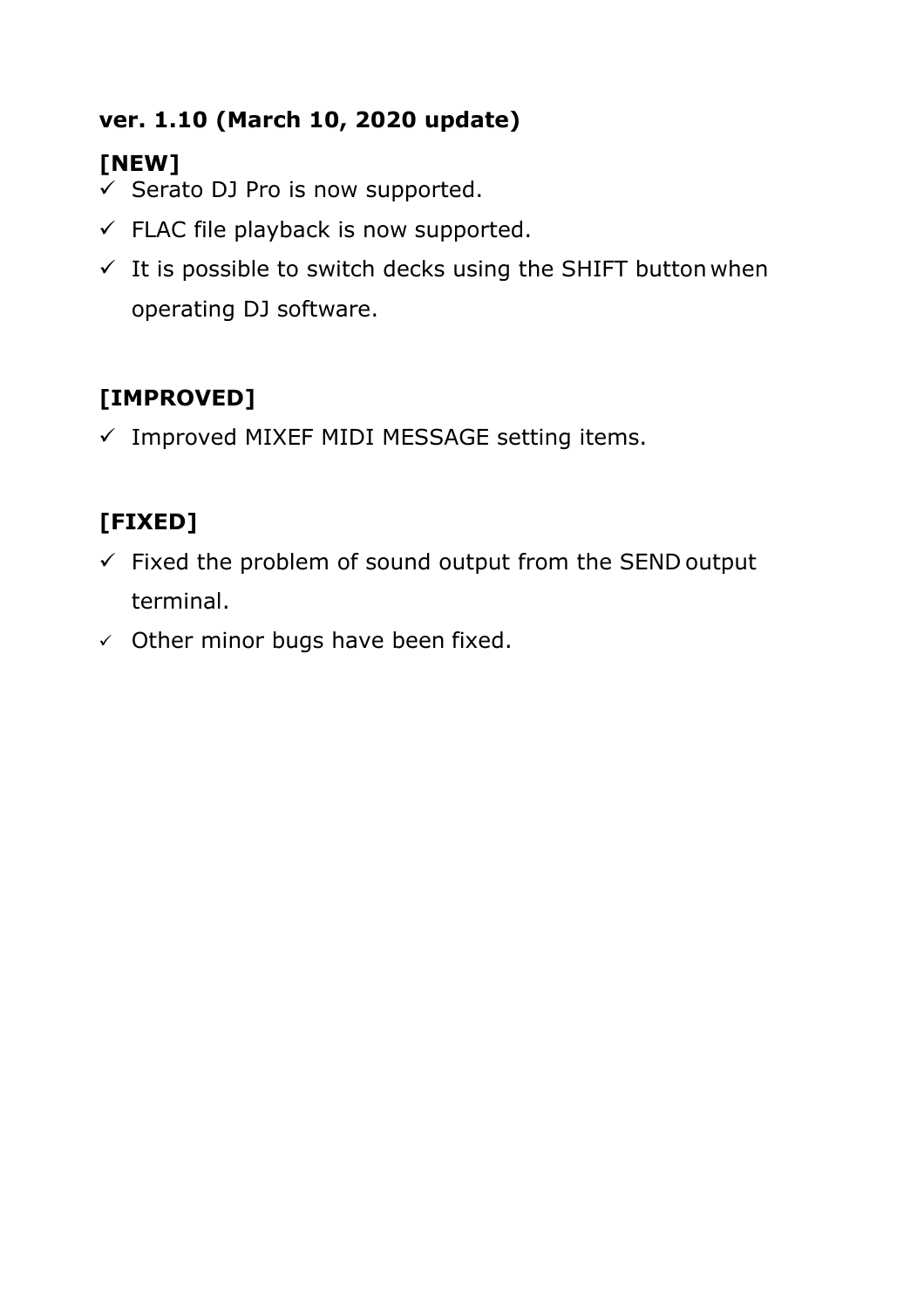**ver. 1.10 (March 10, 2020 update)**

**[NEW]**

- ✓ Serato DJ Pro is now supported.
- ✓ FLAC file playback is now supported.
- ✓ It is possible to switch decks using the SHIFT button when operating DJ software.

**[IMPROVED]**

- ✓ Improved MIXEF MIDI MESSAGE setting items.

**[FIXED]**

- ✓ Fixed the problem of sound output from the SEND output terminal.
- ✓ Other minor bugs have been fixed.